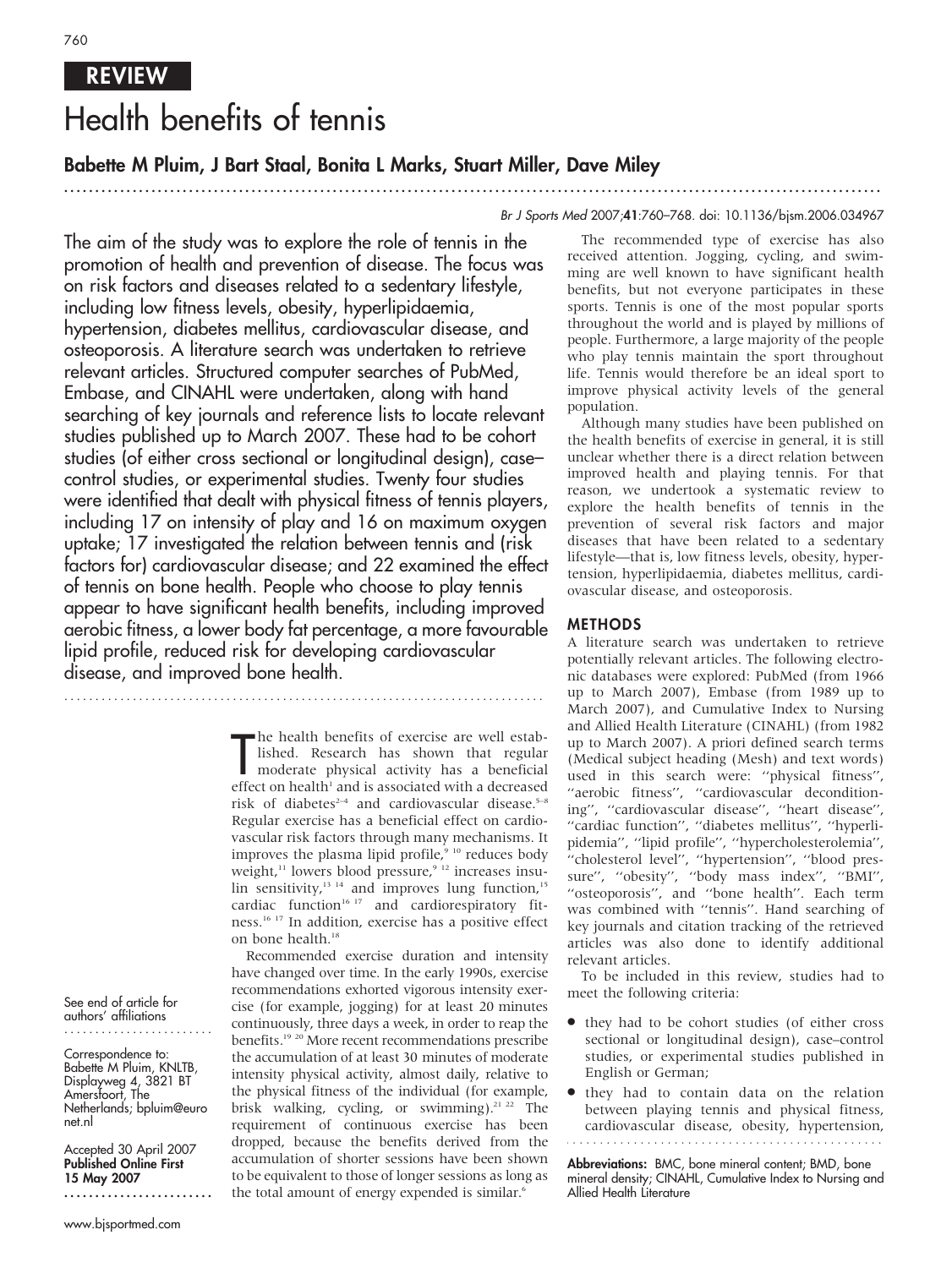REVIEW

# Health benefits of tennis

**Babette M Pluim, J Bart Staal, Bonita L Marks, Stuart Miller, Dave Miley**

Br J Sports Med 2007;41:760–768. doi: 10.1136/bjsm.2006.034967

The aim of the study was to explore the role of tennis in the promotion of health and prevention of disease. The focus was on risk factors and diseases related to a sedentary lifestyle, including low fitness levels, obesity, hyperlipidaemia, hypertension, diabetes mellitus, cardiovascular disease, and osteoporosis. A literature search was undertaken to retrieve relevant articles. Structured computer searches of PubMed, Embase, and CINAHL were undertaken, along with hand searching of key journals and reference lists to locate relevant studies published up to March 2007. These had to be cohort studies (of either cross sectional or longitudinal design), case–control studies, or experimental studies. Twenty four studies were identified that dealt with physical fitness of tennis players, including 17 on intensity of play and 16 on maximum oxygen uptake; 17 investigated the relation between tennis and (risk factors for) cardiovascular disease; and 22 examined the effect of tennis on bone health. People who choose to play tennis appear to have significant health benefits, including improved aerobic fitness, a lower body fat percentage, a more favourable lipid profile, reduced risk for developing cardiovascular disease, and improved bone health.

See end of article for authors' affiliations

Correspondence to: Babette M Pluim, KNLTB, Displayweg 4, 3821 BT Amersfoort, The Netherlands; bpluim@euronet.nl

Accepted 30 April 2007
**Published Online First 15 May 2007**

The health benefits of exercise are well established. Research has shown that regular moderate physical activity has a beneficial effect on health[1] and is associated with a decreased risk of diabetes[2–4] and cardiovascular disease.[5–8] Regular exercise has a beneficial effect on cardiovascular risk factors through many mechanisms. It improves the plasma lipid profile,[9 10] reduces body weight,[11] lowers blood pressure,[9 12] increases insulin sensitivity,[13 14] and improves lung function,[15] cardiac function[16 17] and cardiorespiratory fitness.[16 17] In addition, exercise has a positive effect on bone health.[18]

Recommended exercise duration and intensity have changed over time. In the early 1990s, exercise recommendations exhorted vigorous intensity exercise (for example, jogging) for at least 20 minutes continuously, three days a week, in order to reap the benefits.[19 20] More recent recommendations prescribe the accumulation of at least 30 minutes of moderate intensity physical activity, almost daily, relative to the physical fitness of the individual (for example, brisk walking, cycling, or swimming).[21 22] The requirement of continuous exercise has been dropped, because the benefits derived from the accumulation of shorter sessions have been shown to be equivalent to those of longer sessions as long as the total amount of energy expended is similar.[6]

The recommended type of exercise has also received attention. Jogging, cycling, and swimming are well known to have significant health benefits, but not everyone participates in these sports. Tennis is one of the most popular sports throughout the world and is played by millions of people. Furthermore, a large majority of the people who play tennis maintain the sport throughout life. Tennis would therefore be an ideal sport to improve physical activity levels of the general population.

Although many studies have been published on the health benefits of exercise in general, it is still unclear whether there is a direct relation between improved health and playing tennis. For that reason, we undertook a systematic review to explore the health benefits of tennis in the prevention of several risk factors and major diseases that have been related to a sedentary lifestyle—that is, low fitness levels, obesity, hypertension, hyperlipidaemia, diabetes mellitus, cardiovascular disease, and osteoporosis.

## METHODS

A literature search was undertaken to retrieve potentially relevant articles. The following electronic databases were explored: PubMed (from 1966 up to March 2007), Embase (from 1989 up to March 2007), and Cumulative Index to Nursing and Allied Health Literature (CINAHL) (from 1982 up to March 2007). A priori defined search terms (Medical subject heading (Mesh) and text words) used in this search were: "physical fitness", "aerobic fitness", "cardiovascular deconditioning", "cardiovascular disease", "heart disease", "cardiac function", "diabetes mellitus", "hyperlipidemia", "lipid profile", "hypercholesterolemia", "cholesterol level", "hypertension", "blood pressure", "obesity", "body mass index", "BMI", "osteoporosis", and "bone health". Each term was combined with "tennis". Hand searching of key journals and citation tracking of the retrieved articles was also done to identify additional relevant articles.

To be included in this review, studies had to meet the following criteria:

- they had to be cohort studies (of either cross sectional or longitudinal design), case–control studies, or experimental studies published in English or German;
- they had to contain data on the relation between playing tennis and physical fitness, cardiovascular disease, obesity, hypertension,

**Abbreviations:** BMC, bone mineral content; BMD, bone mineral density; CINAHL, Cumulative Index to Nursing and Allied Health Literature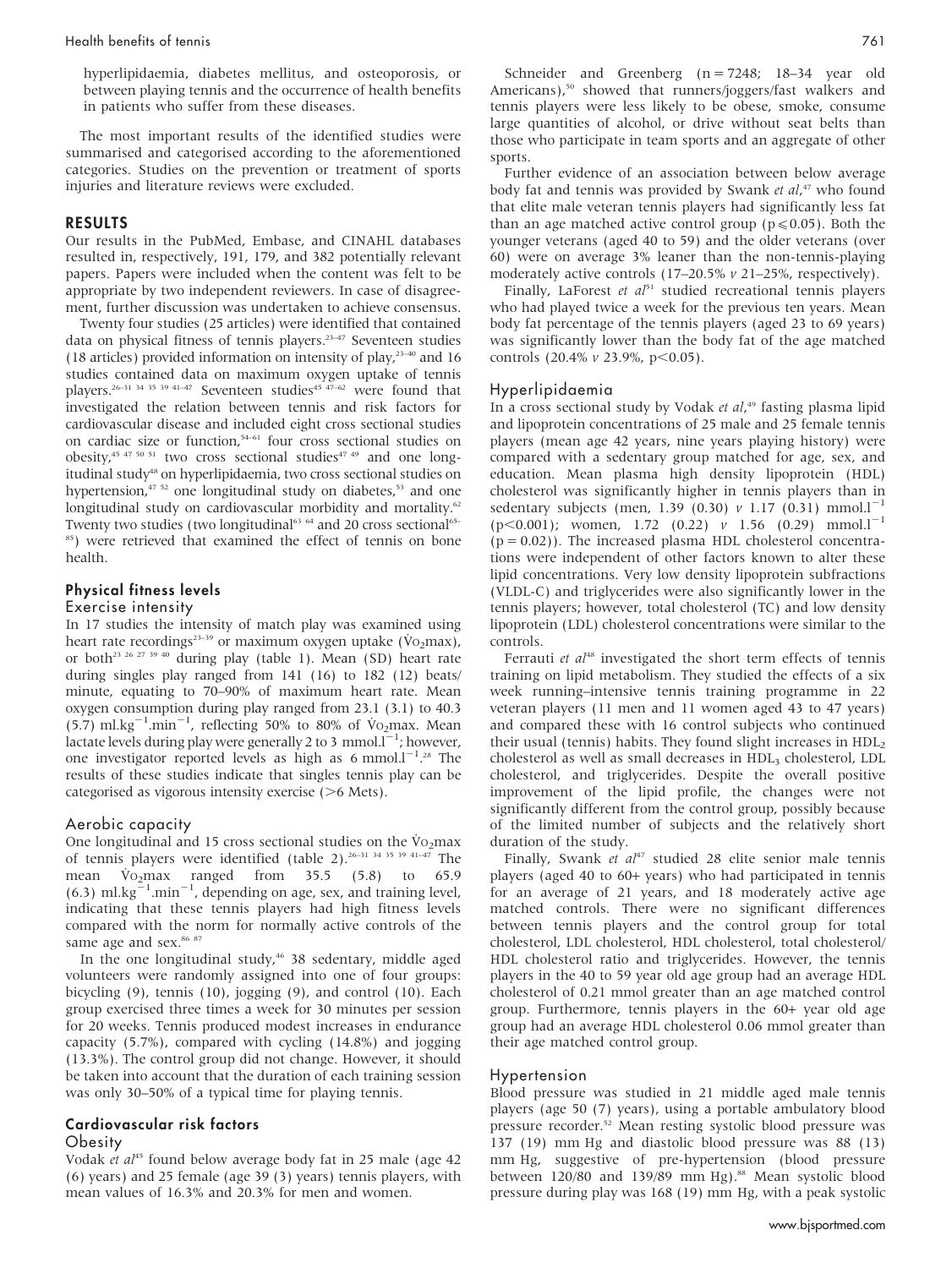hyperlipidaemia, diabetes mellitus, and osteoporosis, or between playing tennis and the occurrence of health benefits in patients who suffer from these diseases.

The most important results of the identified studies were summarised and categorised according to the aforementioned categories. Studies on the prevention or treatment of sports injuries and literature reviews were excluded.

## RESULTS

Our results in the PubMed, Embase, and CINAHL databases resulted in, respectively, 191, 179, and 382 potentially relevant papers. Papers were included when the content was felt to be appropriate by two independent reviewers. In case of disagreement, further discussion was undertaken to achieve consensus.

Twenty four studies (25 articles) were identified that contained data on physical fitness of tennis players.[23–47] Seventeen studies (18 articles) provided information on intensity of play,[23–40] and 16 studies contained data on maximum oxygen uptake of tennis players.[26–31 34 35 39 41–47] Seventeen studies[45 47–62] were found that investigated the relation between tennis and risk factors for cardiovascular disease and included eight cross sectional studies on cardiac size or function,[54–61] four cross sectional studies on obesity,[45 47 50 51] two cross sectional studies[47 49] and one longitudinal study[48] on hyperlipidaemia, two cross sectional studies on hypertension,[47 52] one longitudinal study on diabetes,[53] and one longitudinal study on cardiovascular morbidity and mortality.[62] Twenty two studies (two longitudinal[63 64] and 20 cross sectional[65–85]) were retrieved that examined the effect of tennis on bone health.

### Physical fitness levels

#### Exercise intensity

In 17 studies the intensity of match play was examined using heart rate recordings[23–39] or maximum oxygen uptake ($\dot{V}O_2$max), or both[23 26 27 39 40] during play (table 1). Mean (SD) heart rate during singles play ranged from 141 (16) to 182 (12) beats/minute, equating to 70–90% of maximum heart rate. Mean oxygen consumption during play ranged from 23.1 (3.1) to 40.3 (5.7) ml.kg$^{-1}$.min$^{-1}$, reflecting 50% to 80% of $\dot{V}O_2$max. Mean lactate levels during play were generally 2 to 3 mmol.l$^{-1}$; however, one investigator reported levels as high as 6 mmol.l$^{-1}$.[28] The results of these studies indicate that singles tennis play can be categorised as vigorous intensity exercise (>6 Mets).

#### Aerobic capacity

One longitudinal and 15 cross sectional studies on the $\dot{V}O_2$max of tennis players were identified (table 2).[26–31 34 35 39 41–47] The mean $\dot{V}O_2$max ranged from 35.5 (5.8) to 65.9 (6.3) ml.kg$^{-1}$.min$^{-1}$, depending on age, sex, and training level, indicating that these tennis players had high fitness levels compared with the norm for normally active controls of the same age and sex.[86 87]

In the one longitudinal study,[46] 38 sedentary, middle aged volunteers were randomly assigned into one of four groups: bicycling (9), tennis (10), jogging (9), and control (10). Each group exercised three times a week for 30 minutes per session for 20 weeks. Tennis produced modest increases in endurance capacity (5.7%), compared with cycling (14.8%) and jogging (13.3%). The control group did not change. However, it should be taken into account that the duration of each training session was only 30–50% of a typical time for playing tennis.

### Cardiovascular risk factors

#### Obesity

Vodak *et al*[45] found below average body fat in 25 male (age 42 (6) years) and 25 female (age 39 (3) years) tennis players, with mean values of 16.3% and 20.3% for men and women.

Schneider and Greenberg (n = 7248; 18–34 year old Americans),[50] showed that runners/joggers/fast walkers and tennis players were less likely to be obese, smoke, consume large quantities of alcohol, or drive without seat belts than those who participate in team sports and an aggregate of other sports.

Further evidence of an association between below average body fat and tennis was provided by Swank *et al*,[47] who found that elite male veteran tennis players had significantly less fat than an age matched active control group ($p \leq 0.05$). Both the younger veterans (aged 40 to 59) and the older veterans (over 60) were on average 3% leaner than the non-tennis-playing moderately active controls (17–20.5% *v* 21–25%, respectively).

Finally, LaForest *et al*[51] studied recreational tennis players who had played twice a week for the previous ten years. Mean body fat percentage of the tennis players (aged 23 to 69 years) was significantly lower than the body fat of the age matched controls (20.4% *v* 23.9%, $p<0.05$).

#### Hyperlipidaemia

In a cross sectional study by Vodak *et al*,[49] fasting plasma lipid and lipoprotein concentrations of 25 male and 25 female tennis players (mean age 42 years, nine years playing history) were compared with a sedentary group matched for age, sex, and education. Mean plasma high density lipoprotein (HDL) cholesterol was significantly higher in tennis players than in sedentary subjects (men, 1.39 (0.30) *v* 1.17 (0.31) mmol.l$^{-1}$ ($p<0.001$); women, 1.72 (0.22) *v* 1.56 (0.29) mmol.l$^{-1}$ ($p = 0.02$)). The increased plasma HDL cholesterol concentrations were independent of other factors known to alter these lipid concentrations. Very low density lipoprotein subfractions (VLDL-C) and triglycerides were also significantly lower in the tennis players; however, total cholesterol (TC) and low density lipoprotein (LDL) cholesterol concentrations were similar to the controls.

Ferrauti *et al*[48] investigated the short term effects of tennis training on lipid metabolism. They studied the effects of a six week running–intensive tennis training programme in 22 veteran players (11 men and 11 women aged 43 to 47 years) and compared these with 16 control subjects who continued their usual (tennis) habits. They found slight increases in $HDL_2$ cholesterol as well as small decreases in $HDL_3$ cholesterol, LDL cholesterol, and triglycerides. Despite the overall positive improvement of the lipid profile, the changes were not significantly different from the control group, possibly because of the limited number of subjects and the relatively short duration of the study.

Finally, Swank *et al*[47] studied 28 elite senior male tennis players (aged 40 to 60+ years) who had participated in tennis for an average of 21 years, and 18 moderately active age matched controls. There were no significant differences between tennis players and the control group for total cholesterol, LDL cholesterol, HDL cholesterol, total cholesterol/HDL cholesterol ratio and triglycerides. However, the tennis players in the 40 to 59 year old age group had an average HDL cholesterol of 0.21 mmol greater than an age matched control group. Furthermore, tennis players in the 60+ year old age group had an average HDL cholesterol 0.06 mmol greater than their age matched control group.

#### Hypertension

Blood pressure was studied in 21 middle aged male tennis players (age 50 (7) years), using a portable ambulatory blood pressure recorder.[52] Mean resting systolic blood pressure was 137 (19) mm Hg and diastolic blood pressure was 88 (13) mm Hg, suggestive of pre-hypertension (blood pressure between 120/80 and 139/89 mm Hg).[88] Mean systolic blood pressure during play was 168 (19) mm Hg, with a peak systolic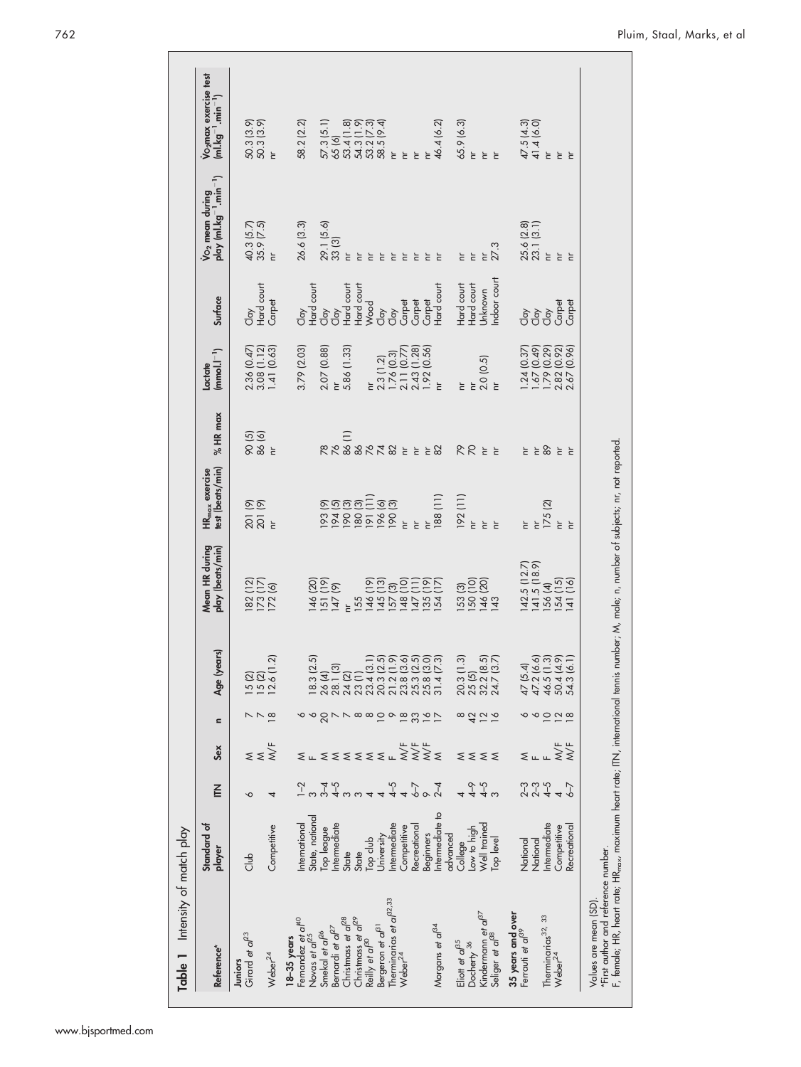**Table 1** Intensity of match play

| Reference* | Standard of player | ITN | Sex | n | Age (years) | Mean HR during play (beats/min) | $HR_{max}$ exercise test (beats/min) | % HR max | Lactate ($mmol.l^{-1}$) | Surface | $\dot{V}O_2$ mean during play ($ml.kg^{-1}.min^{-1}$) | $\dot{V}O_2max$ exercise test ($ml.kg^{-1}.min^{-1}$) |
|---|---|---|---|---|---|---|---|---|---|---|---|---|
| **Juniors** | | | | | | | | | | | | |
| Girard *et al*[23] | Club | 6 | M | 7 | 15 (2) | 182 (12) | 201 (9) | 90 (5) | 2.36 (0.47) | Clay | 40.3 (5.7) | 50.3 (3.9) |
| | | | M | 7 | 15 (2) | 173 (17) | 201 (9) | 86 (6) | 3.08 (1.12) | Hard court | 35.9 (7.5) | 50.3 (3.9) |
| Weber[24] | Competitive | 4 | M/F | 18 | 12.6 (1.2) | 172 (6) | nr | nr | 1.41 (0.63) | Carpet | nr | nr |
| **18–35 years** | | | | | | | | | | | | |
| Fernandez *et al*[40] | International | 1–2 | M | 6 | | | | | 3.79 (2.03) | Clay | 26.6 (3.3) | 58.2 (2.2) |
| Novas *et al*[25] | State, national | 3 | F | 6 | 18.3 (2.5) | 146 (20) | | | | Hard court | | |
| Smekal *et al*[26] | Top league | 3–4 | M | 20 | 26 (4) | 151 (19) | 193 (9) | 78 | 2.07 (0.88) | Clay | 29.1 (5.6) | 57.3 (5.1) |
| Bernardi *et al*[27] | Intermediate | 4–5 | M | 7 | 28.1 (3) | 147 (9) | 194 (5) | 76 | nr | Clay | 33 (3) | 65 (6) |
| Christmass *et al*[28] | State | 3 | M | 7 | 24 (2) | nr | 190 (3) | 86 (1) | 5.86 (1.33) | Hard court | nr | 53.4 (1.8) |
| Christmass *et al*[29] | State | 3 | M | 8 | 23 (1) | 155 | 180 (3) | 86 | | Hard court | nr | 54.3 (1.9) |
| Reilly *et al*[30] | Top club | 4 | M | 8 | 23.4 (3.1) | 146 (19) | 191 (11) | 76 | nr | Wood | nr | 53.2 (7.3) |
| Bergeron *et al*[31] | University | 4 | M | 10 | 20.3 (2.5) | 145 (13) | 196 (6) | 74 | 2.3 (1.2) | Clay | nr | 58.5 (9.4) |
| Therminarias *et al*[32,33] | Intermediate | 4–5 | F | 9 | 21.2 (1.9) | 157 (3) | 190 (3) | 82 | 1.76 (0.3) | Clay | nr | nr |
| Weber[24] | Competitive | 4 | M/F | 18 | 23.8 (3.6) | 148 (10) | nr | nr | 2.11 (0.77) | Carpet | nr | nr |
| | Recreational | 6–7 | M/F | 33 | 25.3 (2.5) | 147 (11) | nr | nr | 2.43 (1.28) | Carpet | nr | nr |
| | Beginners | 9 | M/F | 16 | 25.8 (3.0) | 135 (19) | nr | nr | 1.92 (0.56) | Carpet | nr | nr |
| Morgans *et al*[34] | Intermediate to advanced | 2–4 | M | 17 | 31.4 (7.3) | 154 (17) | 188 (11) | 82 | nr | Hard court | nr | 46.4 (6.2) |
| Eliott *et al*[35] | College | 4 | M | 8 | 20.3 (1.3) | 153 (3) | 192 (11) | 79 | nr | Hard court | nr | 65.9 (6.3) |
| Docherty[36] | Low to high | 4–9 | M | 42 | 25 (5) | 150 (10) | nr | 70 | nr | Hard court | nr | nr |
| Kindermann *et al*[37] | Well trained | 4–5 | M | 12 | 32.2 (8.5) | 146 (20) | nr | nr | 2.0 (0.5) | Unknown | nr | nr |
| Seliger *et al*[38] | Top level | 3 | M | 16 | 24.7 (3.7) | 143 | nr | nr | nr | Indoor court | 27.3 | nr |
| **35 years and over** | | | | | | | | | | | | |
| Ferrauti *et al*[39] | National | 2–3 | M | 6 | 47 (5.4) | 142.5 (12.7) | nr | nr | 1.24 (0.37) | Clay | 25.6 (2.8) | 47.5 (4.3) |
| | National | 2–3 | F | 6 | 47.2 (6.6) | 141.5 (18.9) | nr | nr | 1.67 (0.49) | Clay | 23.1 (3.1) | 41.4 (6.0) |
| Therminarias[32, 33] | Intermediate | 4–5 | F | 10 | 46.5 (1.3) | 156 (4) | 175 (2) | 89 | 1.79 (0.29) | Clay | nr | nr |
| Weber[24] | Competitive | 4 | M/F | 12 | 50.4 (4.9) | 154 (15) | nr | nr | 2.82 (0.92) | Carpet | nr | nr |
| | Recreational | 6–7 | M/F | 18 | 54.3 (6.1) | 141 (16) | nr | nr | 2.67 (0.96) | Carpet | nr | nr |

Values are mean (SD).
*First author and reference number.
F, female; HR, heart rate; $HR_{max}$, maximum heart rate; ITN, international tennis number; M, male; n, number of subjects; nr, not reported.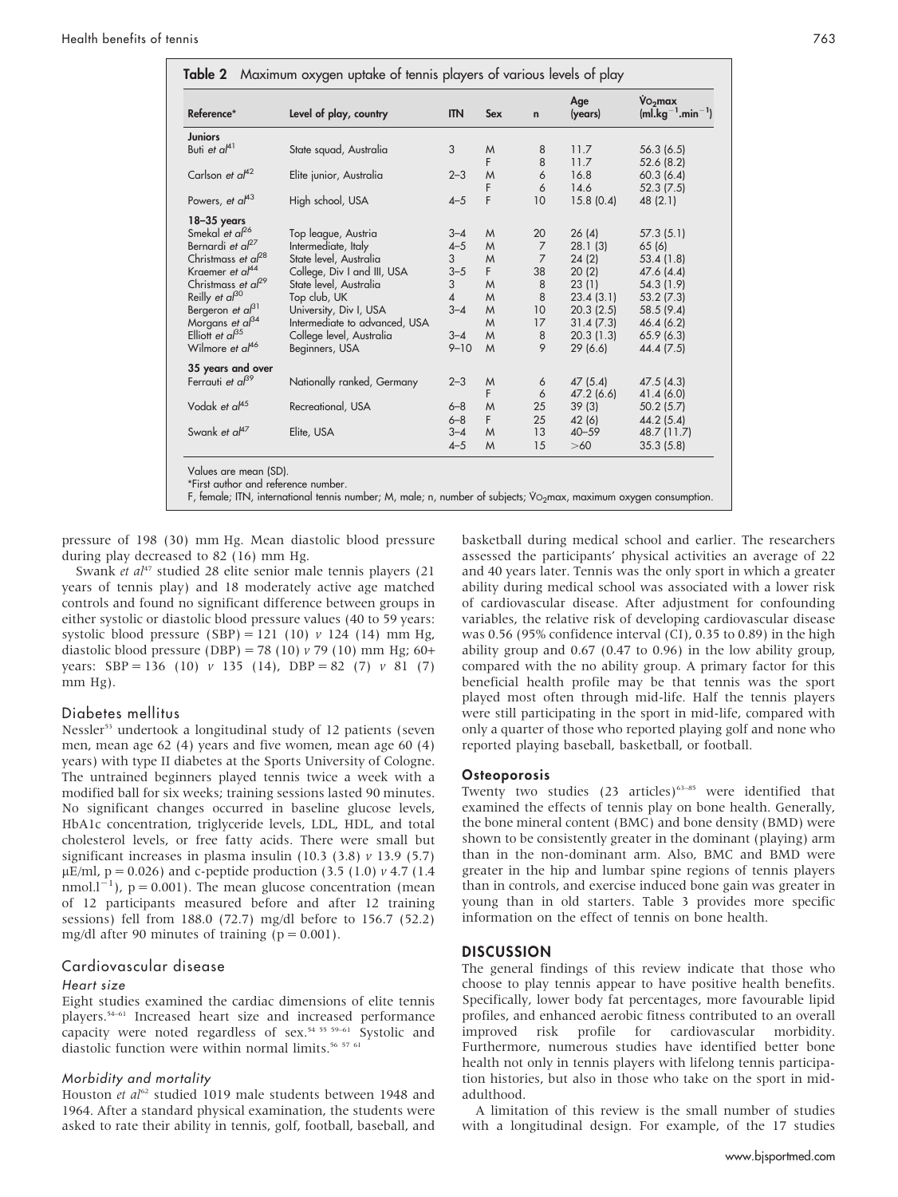**Table 2** Maximum oxygen uptake of tennis players of various levels of play

| Reference* | Level of play, country | ITN | Sex | n | Age (years) | $\dot{V}O_2max$ ($ml.kg^{-1}.min^{-1}$) |
|---|---|---|---|---|---|---|
| **Juniors** | | | | | | |
| Buti *et al*[41] | State squad, Australia | 3 | M | 8 | 11.7 | 56.3 (6.5) |
| | | | F | 8 | 11.7 | 52.6 (8.2) |
| Carlson *et al*[42] | Elite junior, Australia | 2–3 | M | 6 | 16.8 | 60.3 (6.4) |
| | | | F | 6 | 14.6 | 52.3 (7.5) |
| Powers, *et al*[43] | High school, USA | 4–5 | F | 10 | 15.8 (0.4) | 48 (2.1) |
| **18–35 years** | | | | | | |
| Smekal *et al*[26] | Top league, Austria | 3–4 | M | 20 | 26 (4) | 57.3 (5.1) |
| Bernardi *et al*[27] | Intermediate, Italy | 4–5 | M | 7 | 28.1 (3) | 65 (6) |
| Christmass *et al*[28] | State level, Australia | 3 | M | 7 | 24 (2) | 53.4 (1.8) |
| Kraemer *et al*[44] | College, Div I and III, USA | 3–5 | F | 38 | 20 (2) | 47.6 (4.4) |
| Christmass *et al*[29] | State level, Australia | 3 | M | 8 | 23 (1) | 54.3 (1.9) |
| Reilly *et al*[30] | Top club, UK | 4 | M | 8 | 23.4 (3.1) | 53.2 (7.3) |
| Bergeron *et al*[31] | University, Div I, USA | 3–4 | M | 10 | 20.3 (2.5) | 58.5 (9.4) |
| Morgans *et al*[34] | Intermediate to advanced, USA | | M | 17 | 31.4 (7.3) | 46.4 (6.2) |
| Elliott *et al*[35] | College level, Australia | 3–4 | M | 8 | 20.3 (1.3) | 65.9 (6.3) |
| Wilmore *et al*[46] | Beginners, USA | 9–10 | M | 9 | 29 (6.6) | 44.4 (7.5) |
| **35 years and over** | | | | | | |
| Ferrauti *et al*[39] | Nationally ranked, Germany | 2–3 | M | 6 | 47 (5.4) | 47.5 (4.3) |
| | | | F | 6 | 47.2 (6.6) | 41.4 (6.0) |
| Vodak *et al*[45] | Recreational, USA | 6–8 | M | 25 | 39 (3) | 50.2 (5.7) |
| | | 6–8 | F | 25 | 42 (6) | 44.2 (5.4) |
| Swank *et al*[47] | Elite, USA | 3–4 | M | 13 | 40–59 | 48.7 (11.7) |
| | | 4–5 | M | 15 | >60 | 35.3 (5.8) |

Values are mean (SD).
*First author and reference number.
F, female; ITN, international tennis number; M, male; n, number of subjects; $\dot{V}O_2max$, maximum oxygen consumption.

pressure of 198 (30) mm Hg. Mean diastolic blood pressure during play decreased to 82 (16) mm Hg.

Swank *et al*[47] studied 28 elite senior male tennis players (21 years of tennis play) and 18 moderately active age matched controls and found no significant difference between groups in either systolic or diastolic blood pressure values (40 to 59 years: systolic blood pressure (SBP) = 121 (10) *v* 124 (14) mm Hg, diastolic blood pressure (DBP) = 78 (10) *v* 79 (10) mm Hg; 60+ years: SBP = 136 (10) *v* 135 (14), DBP = 82 (7) *v* 81 (7) mm Hg).

## Diabetes mellitus

Nessler[53] undertook a longitudinal study of 12 patients (seven men, mean age 62 (4) years and five women, mean age 60 (4) years) with type II diabetes at the Sports University of Cologne. The untrained beginners played tennis twice a week with a modified ball for six weeks; training sessions lasted 90 minutes. No significant changes occurred in baseline glucose levels, HbA1c concentration, triglyceride levels, LDL, HDL, and total cholesterol levels, or free fatty acids. There were small but significant increases in plasma insulin (10.3 (3.8) *v* 13.9 (5.7) μE/ml, $p = 0.026$) and c-peptide production (3.5 (1.0) *v* 4.7 (1.4 $nmol.l^{-1}$), $p = 0.001$). The mean glucose concentration (mean of 12 participants measured before and after 12 training sessions) fell from 188.0 (72.7) mg/dl before to 156.7 (52.2) mg/dl after 90 minutes of training ($p = 0.001$).

## Cardiovascular disease

### Heart size

Eight studies examined the cardiac dimensions of elite tennis players.[54–61] Increased heart size and increased performance capacity were noted regardless of sex.[54 55 59–61] Systolic and diastolic function were within normal limits.[56 57 61]

### Morbidity and mortality

Houston *et al*[62] studied 1019 male students between 1948 and 1964. After a standard physical examination, the students were asked to rate their ability in tennis, golf, football, baseball, and basketball during medical school and earlier. The researchers assessed the participants' physical activities an average of 22 and 40 years later. Tennis was the only sport in which a greater ability during medical school was associated with a lower risk of cardiovascular disease. After adjustment for confounding variables, the relative risk of developing cardiovascular disease was 0.56 (95% confidence interval (CI), 0.35 to 0.89) in the high ability group and 0.67 (0.47 to 0.96) in the low ability group, compared with the no ability group. A primary factor for this beneficial health profile may be that tennis was the sport played most often through mid-life. Half the tennis players were still participating in the sport in mid-life, compared with only a quarter of those who reported playing golf and none who reported playing baseball, basketball, or football.

### Osteoporosis

Twenty two studies (23 articles)[63–85] were identified that examined the effects of tennis play on bone health. Generally, the bone mineral content (BMC) and bone density (BMD) were shown to be consistently greater in the dominant (playing) arm than in the non-dominant arm. Also, BMC and BMD were greater in the hip and lumbar spine regions of tennis players than in controls, and exercise induced bone gain was greater in young than in old starters. Table 3 provides more specific information on the effect of tennis on bone health.

## DISCUSSION

The general findings of this review indicate that those who choose to play tennis appear to have positive health benefits. Specifically, lower body fat percentages, more favourable lipid profiles, and enhanced aerobic fitness contributed to an overall improved risk profile for cardiovascular morbidity. Furthermore, numerous studies have identified better bone health not only in tennis players with lifelong tennis participation histories, but also in those who take on the sport in mid-adulthood.

A limitation of this review is the small number of studies with a longitudinal design. For example, of the 17 studies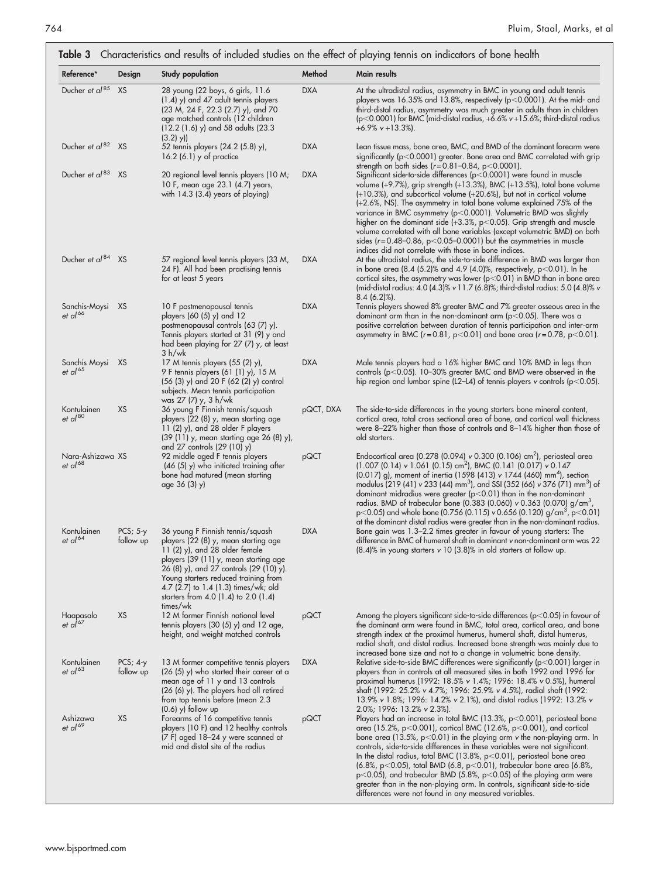**Table 3** Characteristics and results of included studies on the effect of playing tennis on indicators of bone health

| Reference* | Design | Study population | Method | Main results |
|---|---|---|---|---|
| Ducher *et al*[85] | XS | 28 young (22 boys, 6 girls, 11.6 (1.4) y) and 47 adult tennis players (23 M, 24 F, 22.3 (2.7) y), and 70 age matched controls (12 children (12.2 (1.6) y) and 58 adults (23.3 (3.2) y)) | DXA | At the ultradistal radius, asymmetry in BMC in young and adult tennis players was 16.35% and 13.8%, respectively ($p<0.0001$). At the mid- and third-distal radius, asymmetry was much greater in adults than in children ($p<0.0001$) for BMC (mid-distal radius, +6.6% *v* +15.6%; third-distal radius +6.9% *v* +13.3%). |
| Ducher *et al*[82] | XS | 52 tennis players (24.2 (5.8) y), 16.2 (6.1) y of practice | DXA | Lean tissue mass, bone area, BMC, and BMD of the dominant forearm were significantly ($p<0.0001$) greater. Bone area and BMC correlated with grip strength on both sides ($r=0.81$–$0.84$, $p<0.0001$). |
| Ducher *et al*[83] | XS | 20 regional level tennis players (10 M; 10 F, mean age 23.1 (4.7) years, with 14.3 (3.4) years of playing) | DXA | Significant side-to-side differences ($p<0.0001$) were found in muscle volume (+9.7%), grip strength (+13.3%), BMC (+13.5%), total bone volume (+10.3%), and subcortical volume (+20.6%), but not in cortical volume (+2.6%, NS). The asymmetry in total bone volume explained 75% of the variance in BMC asymmetry ($p<0.0001$). Volumetric BMD was slightly higher on the dominant side (+3.3%, $p<0.05$). Grip strength and muscle volume correlated with all bone variables (except volumetric BMD) on both sides ($r=0.48$–$0.86$, $p<0.05$–$0.0001$) but the asymmetries in muscle indices did not correlate with those in bone indices. |
| Ducher *et al*[84] | XS | 57 regional level tennis players (33 M, 24 F). All had been practising tennis for at least 5 years | DXA | At the ultradistal radius, the side-to-side difference in BMD was larger than in bone area (8.4 (5.2)% and 4.9 (4.0)%, respectively, $p<0.01$). In he cortical sites, the asymmetry was lower ($p<0.01$) in BMD than in bone area (mid-distal radius: 4.0 (4.3)% *v* 11.7 (6.8)%; third-distal radius: 5.0 (4.8)% *v* 8.4 (6.2)%). |
| Sanchis-Moysi *et al*[66] | XS | 10 F postmenopausal tennis players (60 (5) y) and 12 postmenopausal controls (63 (7) y). Tennis players started at 31 (9) y and had been playing for 27 (7) y, at least 3 h/wk | DXA | Tennis players showed 8% greater BMC and 7% greater osseous area in the dominant arm than in the non-dominant arm ($p<0.05$). There was a positive correlation between duration of tennis participation and inter-arm asymmetry in BMC ($r=0.81$, $p<0.01$) and bone area ($r=0.78$, $p<0.01$). |
| Sanchis Moysi *et al*[65] | XS | 17 M tennis players (55 (2) y), 9 F tennis players (61 (1) y), 15 M (56 (3) y) and 20 F (62 (2) y) control subjects. Mean tennis participation was 27 (7) y, 3 h/wk | DXA | Male tennis players had a 16% higher BMC and 10% BMD in legs than controls ($p<0.05$). 10–30% greater BMC and BMD were observed in the hip region and lumbar spine (L2–L4) of tennis players *v* controls ($p<0.05$). |
| Kontulainen *et al*[80] | XS | 36 young F Finnish tennis/squash players (22 (8) y, mean starting age 11 (2) y), and 28 older F players (39 (11) y, mean starting age 26 (8) y), and 27 controls (29 (10) y) | pQCT, DXA | The side-to-side differences in the young starters bone mineral content, cortical area, total cross sectional area of bone, and cortical wall thickness were 8–22% higher than those of controls and 8–14% higher than those of old starters. |
| Nara-Ashizawa *et al*[68] | XS | 92 middle aged F tennis players (46 (5) y) who initiated training after bone had matured (mean starting age 36 (3) y) | pQCT | Endocortical area (0.278 (0.094) *v* 0.300 (0.106) $cm^2$), periosteal area (1.007 (0.14) *v* 1.061 (0.15) $cm^2$), BMC (0.141 (0.017) *v* 0.147 (0.017) g), moment of inertia (1598 (413) *v* 1744 (460) $mm^4$), section modulus (219 (41) *v* 233 (44) $mm^3$), and SSI (352 (66) *v* 376 (71) $mm^3$) of dominant midradius were greater ($p<0.01$) than in the non-dominant radius. BMD of trabecular bone (0.383 (0.060) *v* 0.363 (0.070) g/$cm^3$, $p<0.05$) and whole bone (0.756 (0.115) *v* 0.656 (0.120) g/$cm^3$, $p<0.01$) at the dominant distal radius were greater than in the non-dominant radius. |
| Kontulainen *et al*[64] | PCS; 5-y follow up | 36 young F Finnish tennis/squash players (22 (8) y, mean starting age 11 (2) y), and 28 older female players (39 (11) y, mean starting age 26 (8) y), and 27 controls (29 (10) y). Young starters reduced training from 4.7 (2.7) to 1.4 (1.3) times/wk; old starters from 4.0 (1.4) to 2.0 (1.4) times/wk | DXA | Bone gain was 1.3–2.2 times greater in favour of young starters: The difference in BMC of humeral shaft in dominant *v* non-dominant arm was 22 (8.4)% in young starters *v* 10 (3.8)% in old starters at follow up. |
| Haapasalo *et al*[67] | XS | 12 M former Finnish national level tennis players (30 (5) y) and 12 age, height, and weight matched controls | pQCT | Among the players significant side-to-side differences ($p<0.05$) in favour of the dominant arm were found in BMC, total area, cortical area, and bone strength index at the proximal humerus, humeral shaft, distal humerus, radial shaft, and distal radius. Increased bone strength was mainly due to increased bone size and not to a change in volumetric bone density. |
| Kontulainen *et al*[63] | PCS; 4-y follow up | 13 M former competitive tennis players (26 (5) y) who started their career at a mean age of 11 y and 13 controls (26 (6) y). The players had all retired from top tennis before (mean 2.3 (0.6) y) follow up | DXA | Relative side-to-side BMC differences were significantly ($p<0.001$) larger in players than in controls at all measured sites in both 1992 and 1996 for proximal humerus (1992: 18.5% *v* 1.4%; 1996: 18.4% *v* 0.5%), humeral shaft (1992: 25.2% *v* 4.7%; 1996: 25.9% *v* 4.5%), radial shaft (1992: 13.9% *v* 1.8%; 1996: 14.2% *v* 2.1%), and distal radius (1992: 13.2% *v* 2.0%; 1996: 13.2% *v* 2.3%). |
| Ashizawa *et al*[69] | XS | Forearms of 16 competitive tennis players (10 F) and 12 healthy controls (7 F) aged 18–24 y were scanned at mid and distal site of the radius | pQCT | Players had an increase in total BMC (13.3%, $p<0.001$), periosteal bone area (15.2%, $p<0.001$), cortical BMC (12.6%, $p<0.001$), and cortical bone area (13.5%, $p<0.01$) in the playing arm *v* the non-playing arm. In controls, side-to-side differences in these variables were not significant. In the distal radius, total BMC (13.8%, $p<0.01$), periosteal bone area (6.8%, $p<0.05$), total BMD (6.8, $p<0.01$), trabecular bone area (6.8%, $p<0.05$), and trabecular BMD (5.8%, $p<0.05$) of the playing arm were greater than in the non-playing arm. In controls, significant side-to-side differences were not found in any measured variables. |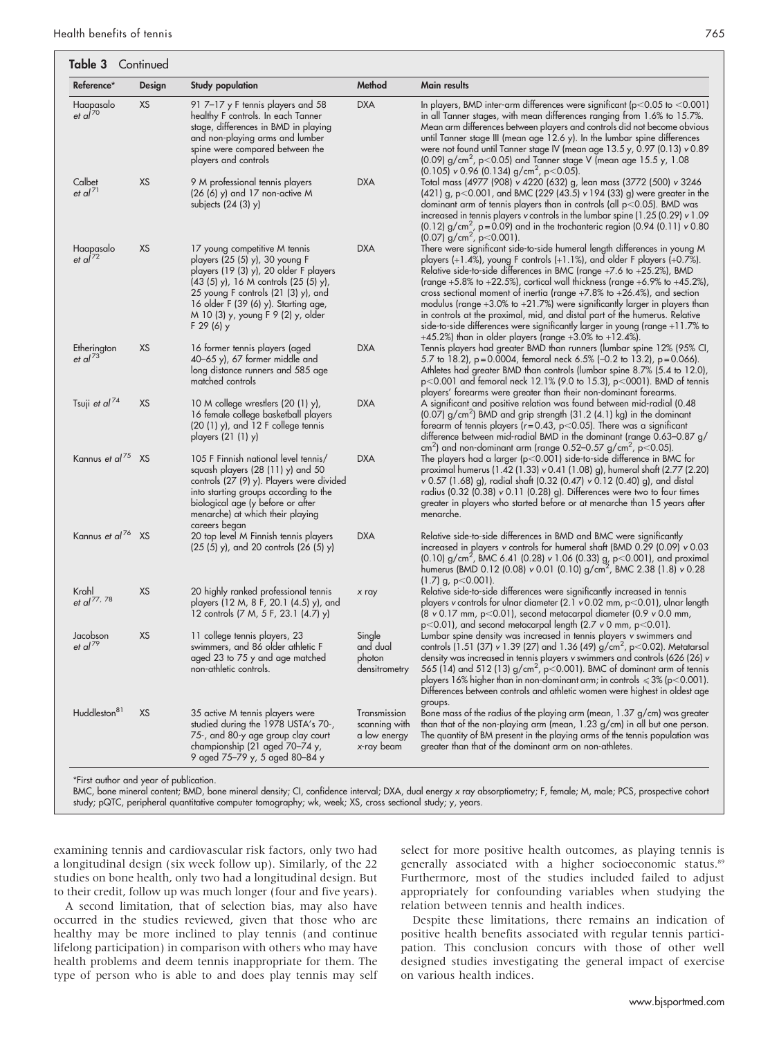**Table 3** Continued

| Reference* | Design | Study population | Method | Main results |
|---|---|---|---|---|
| Haapasalo *et al*[70] | XS | 91 7–17 y F tennis players and 58 healthy F controls. In each Tanner stage, differences in BMD in playing and non-playing arms and lumber spine were compared between the players and controls | DXA | In players, BMD inter-arm differences were significant ($p<0.05$ to $<0.001$) in all Tanner stages, with mean differences ranging from 1.6% to 15.7%. Mean arm differences between players and controls did not become obvious until Tanner stage III (mean age 12.6 y). In the lumbar spine differences were not found until Tanner stage IV (mean age 13.5 y, 0.97 (0.13) *v* 0.89 (0.09) g/cm$^2$, $p<0.05$) and Tanner stage V (mean age 15.5 y, 1.08 (0.105) *v* 0.96 (0.134) g/cm$^2$, $p<0.05$). |
| Calbet *et al*[71] | XS | 9 M professional tennis players (26 (6) y) and 17 non-active M subjects (24 (3) y) | DXA | Total mass (4977 (908) *v* 4220 (632) g, lean mass (3772 (500) *v* 3246 (421) g, $p<0.001$, and BMC (229 (43.5) *v* 194 (33) g) were greater in the dominant arm of tennis players than in controls (all $p<0.05$). BMD was increased in tennis players *v* controls in the lumbar spine (1.25 (0.29) *v* 1.09 (0.12) g/cm$^2$, $p=0.09$) and in the trochanteric region (0.94 (0.11) *v* 0.80 (0.07) g/cm$^2$, $p<0.001$). |
| Haapasalo *et al*[72] | XS | 17 young competitive M tennis players (25 (5) y), 30 young F players (19 (3) y), 20 older F players (43 (5) y), 16 M controls (25 (5) y), 25 young F controls (21 (3) y), and 16 older F (39 (6) y). Starting age, M 10 (3) y, young F 9 (2) y, older F 29 (6) y | DXA | There were significant side-to-side humeral length differences in young M players (+1.4%), young F controls (+1.1%), and older F players (+0.7%). Relative side-to-side differences in BMC (range +7.6 to +25.2%), BMD (range +5.8% to +22.5%), cortical wall thickness (range +6.9% to +45.2%), cross sectional moment of inertia (range +7.8% to +26.4%), and section modulus (range +3.0% to +21.7%) were significantly larger in players than in controls at the proximal, mid, and distal part of the humerus. Relative side-to-side differences were significantly larger in young (range +11.7% to +45.2%) than in older players (range +3.0% to +12.4%). |
| Etherington *et al*[73] | XS | 16 former tennis players (aged 40–65 y), 67 former middle and long distance runners and 585 age matched controls | DXA | Tennis players had greater BMD than runners (lumbar spine 12% (95% CI, 5.7 to 18.2), $p=0.0004$, femoral neck 6.5% (–0.2 to 13.2), $p=0.066$). Athletes had greater BMD than controls (lumbar spine 8.7% (5.4 to 12.0), $p<0.001$ and femoral neck 12.1% (9.0 to 15.3), $p<0001$). BMD of tennis players' forearms were greater than their non-dominant forearms. |
| Tsuji *et al*[74] | XS | 10 M college wrestlers (20 (1) y), 16 female college basketball players (20 (1) y), and 12 F college tennis players (21 (1) y) | DXA | A significant and positive relation was found between mid-radial (0.48 (0.07) g/cm$^2$) BMD and grip strength (31.2 (4.1) kg) in the dominant forearm of tennis players ($r=0.43$, $p<0.05$). There was a significant difference between mid-radial BMD in the dominant (range 0.63–0.87 g/cm$^2$) and non-dominant arm (range 0.52–0.57 g/cm$^2$, $p<0.05$). |
| Kannus *et al*[75] | XS | 105 F Finnish national level tennis/squash players (28 (11) y) and 50 controls (27 (9) y). Players were divided into starting groups according to the biological age (y before or after menarche) at which their playing careers began | DXA | The players had a larger ($p<0.001$) side-to-side difference in BMC for proximal humerus (1.42 (1.33) *v* 0.41 (1.08) g), humeral shaft (2.77 (2.20) *v* 0.57 (1.68) g), radial shaft (0.32 (0.47) *v* 0.12 (0.40) g), and distal radius (0.32 (0.38) *v* 0.11 (0.28) g). Differences were two to four times greater in players who started before or at menarche than 15 years after menarche. |
| Kannus *et al*[76] | XS | 20 top level M Finnish tennis players (25 (5) y), and 20 controls (26 (5) y) | DXA | Relative side-to-side differences in BMD and BMC were significantly increased in players *v* controls for humeral shaft (BMD 0.29 (0.09) *v* 0.03 (0.10) g/cm$^2$, BMC 6.41 (0.28) *v* 1.06 (0.33) g, $p<0.001$), and proximal humerus (BMD 0.12 (0.08) *v* 0.01 (0.10) g/cm$^2$, BMC 2.38 (1.8) *v* 0.28 (1.7) g, $p<0.001$). |
| Krahl *et al*[77, 78] | XS | 20 highly ranked professional tennis players (12 M, 8 F, 20.1 (4.5) y), and 12 controls (7 M, 5 F, 23.1 (4.7) y) | *x* ray | Relative side-to-side differences were significantly increased in tennis players *v* controls for ulnar diameter (2.1 *v* 0.02 mm, $p<0.01$), ulnar length (8 *v* 0.17 mm, $p<0.01$), second metacarpal diameter (0.9 *v* 0.0 mm, $p<0.01$), and second metacarpal length (2.7 *v* 0 mm, $p<0.01$). |
| Jacobson *et al*[79] | XS | 11 college tennis players, 23 swimmers, and 86 older athletic F aged 23 to 75 y and age matched non-athletic controls. | Single and dual photon densitometry | Lumbar spine density was increased in tennis players *v* swimmers and controls (1.51 (37) *v* 1.39 (27) and 1.36 (49) g/cm$^2$, $p<0.02$). Metatarsal density was increased in tennis players *v* swimmers and controls (626 (26) *v* 565 (14) and 512 (13) g/cm$^2$, $p<0.001$). BMC of dominant arm of tennis players 16% higher than in non-dominant arm; in controls $\leqslant 3\%$ ($p<0.001$). Differences between controls and athletic women were highest in oldest age groups. |
| Huddleston[81] | XS | 35 active M tennis players were studied during the 1978 USTA's 70-, 75-, and 80-y age group clay court championship (21 aged 70–74 y, 9 aged 75–79 y, 5 aged 80–84 y | Transmission scanning with a low energy *x*-ray beam | Bone mass of the radius of the playing arm (mean, 1.37 g/cm) was greater than that of the non-playing arm (mean, 1.23 g/cm) in all but one person. The quantity of BM present in the playing arms of the tennis population was greater than that of the dominant arm on non-athletes. |

*First author and year of publication.

BMC, bone mineral content; BMD, bone mineral density; CI, confidence interval; DXA, dual energy x ray absorptiometry; F, female; M, male; PCS, prospective cohort study; pQTC, peripheral quantitative computer tomography; wk, week; XS, cross sectional study; y, years.

examining tennis and cardiovascular risk factors, only two had a longitudinal design (six week follow up). Similarly, of the 22 studies on bone health, only two had a longitudinal design. But to their credit, follow up was much longer (four and five years).

A second limitation, that of selection bias, may also have occurred in the studies reviewed, given that those who are healthy may be more inclined to play tennis (and continue lifelong participation) in comparison with others who may have health problems and deem tennis inappropriate for them. The type of person who is able to and does play tennis may self select for more positive health outcomes, as playing tennis is generally associated with a higher socioeconomic status.[89] Furthermore, most of the studies included failed to adjust appropriately for confounding variables when studying the relation between tennis and health indices.

Despite these limitations, there remains an indication of positive health benefits associated with regular tennis participation. This conclusion concurs with those of other well designed studies investigating the general impact of exercise on various health indices.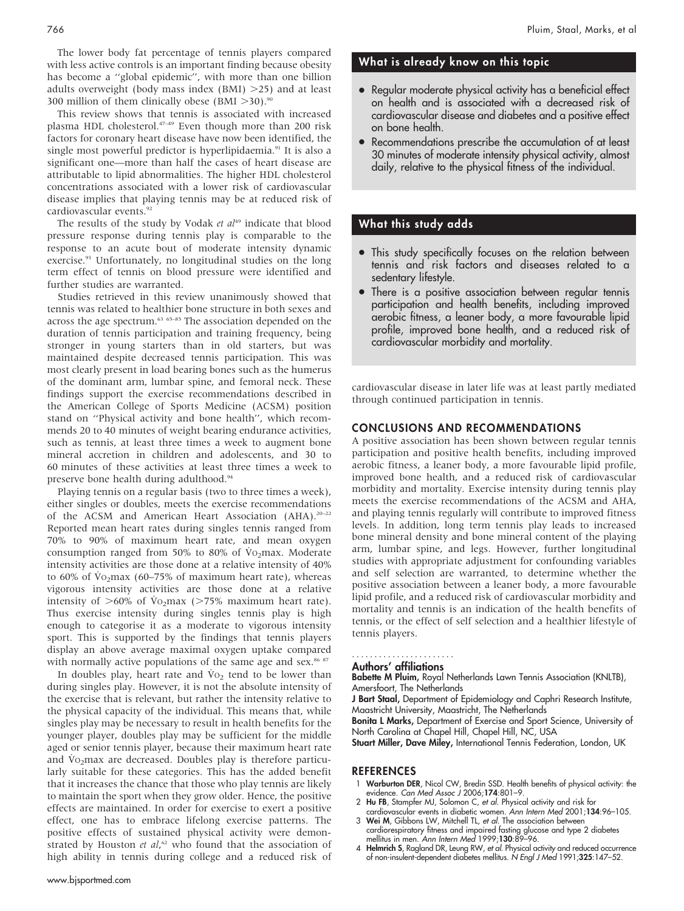The lower body fat percentage of tennis players compared with less active controls is an important finding because obesity has become a "global epidemic", with more than one billion adults overweight (body mass index (BMI) >25) and at least 300 million of them clinically obese (BMI >30).[90]

This review shows that tennis is associated with increased plasma HDL cholesterol.[47–49] Even though more than 200 risk factors for coronary heart disease have now been identified, the single most powerful predictor is hyperlipidaemia.[91] It is also a significant one—more than half the cases of heart disease are attributable to lipid abnormalities. The higher HDL cholesterol concentrations associated with a lower risk of cardiovascular disease implies that playing tennis may be at reduced risk of cardiovascular events.[92]

The results of the study by Vodak *et al*[49] indicate that blood pressure response during tennis play is comparable to the response to an acute bout of moderate intensity dynamic exercise.[93] Unfortunately, no longitudinal studies on the long term effect of tennis on blood pressure were identified and further studies are warranted.

Studies retrieved in this review unanimously showed that tennis was related to healthier bone structure in both sexes and across the age spectrum.[63 65–85] The association depended on the duration of tennis participation and training frequency, being stronger in young starters than in old starters, but was maintained despite decreased tennis participation. This was most clearly present in load bearing bones such as the humerus of the dominant arm, lumbar spine, and femoral neck. These findings support the exercise recommendations described in the American College of Sports Medicine (ACSM) position stand on "Physical activity and bone health", which recommends 20 to 40 minutes of weight bearing endurance activities, such as tennis, at least three times a week to augment bone mineral accretion in children and adolescents, and 30 to 60 minutes of these activities at least three times a week to preserve bone health during adulthood.[94]

Playing tennis on a regular basis (two to three times a week), either singles or doubles, meets the exercise recommendations of the ACSM and American Heart Association (AHA).[20–22] Reported mean heart rates during singles tennis ranged from 70% to 90% of maximum heart rate, and mean oxygen consumption ranged from 50% to 80% of $\dot{V}O_2$max. Moderate intensity activities are those done at a relative intensity of 40% to 60% of $\dot{V}O_2$max (60–75% of maximum heart rate), whereas vigorous intensity activities are those done at a relative intensity of >60% of $\dot{V}O_2$max (>75% maximum heart rate). Thus exercise intensity during singles tennis play is high enough to categorise it as a moderate to vigorous intensity sport. This is supported by the findings that tennis players display an above average maximal oxygen uptake compared with normally active populations of the same age and sex.[86 87]

In doubles play, heart rate and $\dot{V}O_2$ tend to be lower than during singles play. However, it is not the absolute intensity of the exercise that is relevant, but rather the intensity relative to the physical capacity of the individual. This means that, while singles play may be necessary to result in health benefits for the younger player, doubles play may be sufficient for the middle aged or senior tennis player, because their maximum heart rate and $\dot{V}O_2$max are decreased. Doubles play is therefore particularly suitable for these categories. This has the added benefit that it increases the chance that those who play tennis are likely to maintain the sport when they grow older. Hence, the positive effects are maintained. In order for exercise to exert a positive effect, one has to embrace lifelong exercise patterns. The positive effects of sustained physical activity were demonstrated by Houston *et al*,[62] who found that the association of high ability in tennis during college and a reduced risk of cardiovascular disease in later life was at least partly mediated through continued participation in tennis.

### What is already know on this topic

- Regular moderate physical activity has a beneficial effect on health and is associated with a decreased risk of cardiovascular disease and diabetes and a positive effect on bone health.
- Recommendations prescribe the accumulation of at least 30 minutes of moderate intensity physical activity, almost daily, relative to the physical fitness of the individual.

### What this study adds

- This study specifically focuses on the relation between tennis and risk factors and diseases related to a sedentary lifestyle.
- There is a positive association between regular tennis participation and health benefits, including improved aerobic fitness, a leaner body, a more favourable lipid profile, improved bone health, and a reduced risk of cardiovascular morbidity and mortality.

## CONCLUSIONS AND RECOMMENDATIONS

A positive association has been shown between regular tennis participation and positive health benefits, including improved aerobic fitness, a leaner body, a more favourable lipid profile, improved bone health, and a reduced risk of cardiovascular morbidity and mortality. Exercise intensity during tennis play meets the exercise recommendations of the ACSM and AHA, and playing tennis regularly will contribute to improved fitness levels. In addition, long term tennis play leads to increased bone mineral density and bone mineral content of the playing arm, lumbar spine, and legs. However, further longitudinal studies with appropriate adjustment for confounding variables and self selection are warranted, to determine whether the positive association between a leaner body, a more favourable lipid profile, and a reduced risk of cardiovascular morbidity and mortality and tennis is an indication of the health benefits of tennis, or the effect of self selection and a healthier lifestyle of tennis players.

### Authors' affiliations

**Babette M Pluim,** Royal Netherlands Lawn Tennis Association (KNLTB), Amersfoort, The Netherlands
**J Bart Staal,** Department of Epidemiology and Caphri Research Institute, Maastricht University, Maastricht, The Netherlands
**Bonita L Marks,** Department of Exercise and Sport Science, University of North Carolina at Chapel Hill, Chapel Hill, NC, USA
**Stuart Miller, Dave Miley,** International Tennis Federation, London, UK

## REFERENCES

1. **Warburton DER**, Nicol CW, Bredin SSD. Health benefits of physical activity: the evidence. *Can Med Assoc J* 2006;**174**:801–9.
2. **Hu FB**, Stampfer MJ, Solomon C, *et al*. Physical activity and risk for cardiovascular events in diabetic women. *Ann Intern Med* 2001;**134**:96–105.
3. **Wei M**, Gibbons LW, Mitchell TL, *et al*. The association between cardiorespiratory fitness and impaired fasting glucose and type 2 diabetes mellitus in men. *Ann Intern Med* 1999;**130**:89–96.
4. **Helmrich S**, Ragland DR, Leung RW, *et al*. Physical activity and reduced occurrence of non-insulent-dependent diabetes mellitus. *N Engl J Med* 1991;**325**:147–52.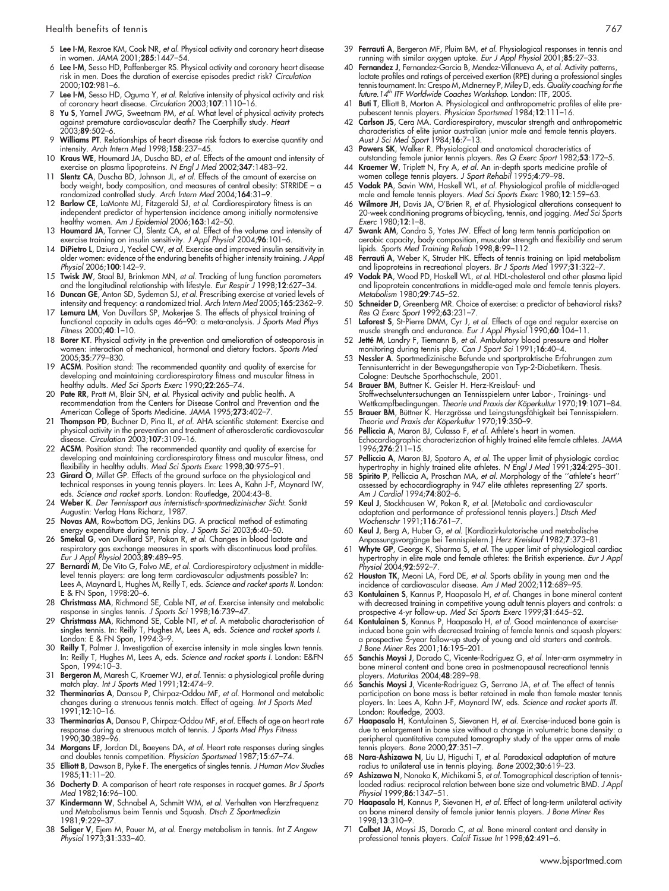5 **Lee I-M**, Rexroe KM, Cook NR, *et al.* Physical activity and coronary heart disease in women. *JAMA* 2001;**285**:1447–54.

6 **Lee I-M**, Sesso HD, Paffenberger RS. Physical activity and coronary heart disease risk in men. Does the duration of exercise episodes predict risk? *Circulation* 2000;**102**:981–6.

7 **Lee I-M**, Sesso HD, Oguma Y, *et al.* Relative intensity of physical activity and risk of coronary heart disease. *Circulation* 2003;**107**:1110–16.

8 **Yu S**, Yarnell JWG, Sweetnam PM, *et al.* What level of physical activity protects against premature cardiovascular death? The Caerphilly study. *Heart* 2003;**89**:502–6.

9 **Williams PT**. Relationships of heart disease risk factors to exercise quantity and intensity. *Arch Intern Med* 1998;**158**:237–45.

10 **Kraus WE**, Houmard JA, Duscha BD, *et al.* Effects of the amount and intensity of exercise on plasma lipoproteins. *N Engl J Med* 2002;**347**:1483–92.

11 **Slentz CA**, Duscha BD, Johnson JL, *et al.* Effects of the amount of exercise on body weight, body composition, and measures of central obesity: STRRIDE – a randomized controlled study. *Arch Intern Med* 2004;**164**:31–9.

12 **Barlow CE**, LaMonte MJ, Fitzgerald SJ, *et al.* Cardiorespiratory fitness is an independent predictor of hypertension incidence among initially normotensive healthy women. *Am J Epidemiol* 2006;**163**:142–50.

13 **Houmard JA**, Tanner CJ, Slentz CA, *et al.* Effect of the volume and intensity of exercise training on insulin sensitivity. *J Appl Physiol* 2004;**96**:101–6.

14 **DiPietro L**, Dziura J, Yeckel CW, *et al.* Exercise and improved insulin sensitivity in older women: evidence of the enduring benefits of higher intensity training. *J Appl Physiol* 2006;**100**:142–9.

15 **Twisk JW**, Staal BJ, Brinkman MN, *et al.* Tracking of lung function parameters and the longitudinal relationship with lifestyle. *Eur Respir J* 1998;**12**:627–34.

16 **Duncan GE**, Anton SD, Sydeman SJ, *et al.* Prescribing exercise at varied levels of intensity and frequency: a randomized trial. *Arch Intern Med* 2005;**165**:2362–9.

17 **Lemura LM**, Von Duvillars SP, Mokerjee S. The effects of physical training of functional capacity in adults ages 46–90: a meta-analysis. *J Sports Med Phys Fitness* 2000;**40**:1–10.

18 **Borer KT**. Physical activity in the prevention and amelioration of osteoporosis in women: interaction of mechanical, hormonal and dietary factors. *Sports Med* 2005;**35**:779–830.

19 **ACSM**. Position stand: The recommended quantity and quality of exercise for developing and maintaining cardiorespiratory fitness and muscular fitness in healthy adults. *Med Sci Sports Exerc* 1990;**22**:265–74.

20 **Pate RR**, Pratt M, Blair SN, *et al.* Physical activity and public health. A recommendation from the Centers for Disease Control and Prevention and the American College of Sports Medicine. *JAMA* 1995;**273**:402–7.

21 **Thompson PD**, Buchner D, Pina IL, *et al.* AHA scientific statement: Exercise and physical activity in the prevention and treatment of atherosclerotic cardiovascular disease. *Circulation* 2003;**107**:3109–16.

22 **ACSM**. Position stand: The recommended quantity and quality of exercise for developing and maintaining cardiorespiratory fitness and muscular fitness, and flexibility in healthy adults. *Med Sci Sports Exerc* 1998;**30**:975–91.

23 **Girard O**, Millet GP. Effects of the ground surface on the physiological and technical responses in young tennis players. In: Lees A, Kahn J-F, Maynard IW, eds. *Science and racket sports*. London: Routledge, 2004:43–8.

24 **Weber K**. *Der Tennissport aus internistisch-sportmedizinischer Sicht*. Sankt Augustin: Verlag Hans Richarz, 1987.

25 **Novas AM**, Rowbottom DG, Jenkins DG. A practical method of estimating energy expenditure during tennis play. *J Sports Sci* 2003;**6**:40–50.

26 **Smekal G**, von Duvillard SP, Pokan R, *et al.* Changes in blood lactate and respiratory gas exchange measures in sports with discontinuous load profiles. *Eur J Appl Physiol* 2003;**89**:489–95.

27 **Bernardi M**, De Vito G, Falvo ME, *et al.* Cardiorespiratory adjustment in middle-level tennis players: are long term cardiovascular adjustments possible? In: Lees A, Maynard L, Hughes M, Reilly T, eds. *Science and racket sports II*. London: E & FN Spon, 1998:20–6.

28 **Christmass MA**, Richmond SE, Cable NT, *et al.* Exercise intensity and metabolic response in singles tennis. *J Sports Sci* 1998;**16**:739–47.

29 **Christmass MA**, Richmond SE, Cable NT, *et al.* A metabolic characterisation of singles tennis. In: Reilly T, Hughes M, Lees A, eds. *Science and racket sports I*. London: E & FN Spon, 1994:3–9.

30 **Reilly T**, Palmer J. Investigation of exercise intensity in male singles lawn tennis. In: Reilly T, Hughes M, Lees A, eds. *Science and racket sports I*. London: E&FN Spon, 1994:10–3.

31 **Bergeron M**, Maresh C, Kraemer WJ, *et al.* Tennis: a physiological profile during match play. *Int J Sports Med* 1991;**12**:474–9.

32 **Therminarias A**, Dansou P, Chirpaz-Oddou MF, *et al.* Hormonal and metabolic changes during a strenuous tennis match. Effect of ageing. *Int J Sports Med* 1991;**12**:10–16.

33 **Therminarias A**, Dansou P, Chirpaz-Oddou MF, *et al.* Effects of age on heart rate response during a strenuous match of tennis. *J Sports Med Phys Fitness* 1990;**30**:389–96.

34 **Morgans LF**, Jordan DL, Baeyens DA, *et al.* Heart rate responses during singles and doubles tennis competition. *Physician Sportsmed* 1987;**15**:67–74.

35 **Elliott B**, Dawson B, Pyke F. The energetics of singles tennis. *J Human Mov Studies* 1985;**11**:11–20.

36 **Docherty D**. A comparison of heart rate responses in racquet games. *Br J Sports Med* 1982;**16**:96–100.

37 **Kindermann W**, Schnabel A, Schmitt WM, *et al.* Verhalten von Herzfrequenz und Metabolismus beim Tennis und Squash. *Dtsch Z Sportmedizin* 1981;**9**:229–37.

38 **Seliger V**, Ejem M, Pauer M, *et al.* Energy metabolism in tennis. *Int Z Angew Physiol* 1973;**31**:333–40.

39 **Ferrauti A**, Bergeron MF, Pluim BM, *et al.* Physiological responses in tennis and running with similar oxygen uptake. *Eur J Appl Physiol* 2001;**85**:27–33.

40 **Fernandez J**, Fernandez-Garcia B, Mendez-Villanueva A, *et al.* Activity patterns, lactate profiles and ratings of perceived exertion (RPE) during a professional singles tennis tournament. In: Crespo M, McInerney P, Miley D, eds. *Quality coaching for the future.14th ITF Worldwide Coaches Workshop*. London: ITF, 2005.

41 **Buti T**, Elliott B, Morton A. Physiological and anthropometric profiles of elite pre-pubescent tennis players. *Physician Sportsmed* 1984;**12**:111–16.

42 **Carlson JS**, Cera MA. Cardiorespiratory, muscular strength and anthropometric characteristics of elite junior australian junior male and female tennis players. *Aust J Sci Med Sport* 1984;**16**:7–13.

43 **Powers SK**, Walker R. Physiological and anatomical characteristics of outstanding female junior tennis players. *Res Q Exerc Sport* 1982;**53**:172–5.

44 **Kraemer W**, Triplett N, Fry A, *et al.* An in-depth sports medicine profile of women college tennis players. *J Sport Rehabil* 1995;**4**:79–98.

45 **Vodak PA**, Savin WM, Haskell WL, *et al.* Physiological profile of middle-aged male and female tennis players. *Med Sci Sports Exerc* 1980;**12**:159–63.

46 **Wilmore JH**, Davis JA, O'Brien R, *et al.* Physiological alterations consequent to 20-week conditioning programs of bicycling, tennis, and jogging. *Med Sci Sports Exerc* 1980;**12**:1–8.

47 **Swank AM**, Condra S, Yates JW. Effect of long term tennis participation on aerobic capacity, body composition, muscular strength and flexibility and serum lipids. *Sports Med Training Rehab* 1998;**8**:99–112.

48 **Ferrauti A**, Weber K, Struder HK. Effects of tennis training on lipid metabolism and lipoproteins in recreational players. *Br J Sports Med* 1997;**31**:322–7.

49 **Vodak PA**, Wood PD, Haskell WL, *et al.* HDL-cholesterol and other plasma lipid and lipoprotein concentrations in middle-aged male and female tennis players. *Metabolism* 1980;**29**:745–52.

50 **Schneider D**, Greenberg MR. Choice of exercise: a predictor of behavioral risks? *Res Q Exerc Sport* 1992;**63**:231–7.

51 **Laforest S**, St-Pierre DMM, Cyr J, *et al.* Effects of age and regular exercise on muscle strength and endurance. *Eur J Appl Physiol* 1990;**60**:104–11.

52 **Jetté M**, Landry F, Tiemann B, *et al.* Ambulatory blood pressure and Holter monitoring during tennis play. *Can J Sport Sci* 1991;**16**:40–4.

53 **Nessler A**. Sportmedizinische Befunde und sportpraktische Erfahrungen zum Tennisunterricht in der Bewegungstherapie von Typ-2-Diabetikern. Thesis. Cologne: Deutsche Sporthochschule, 2001.

54 **Brauer BM**, Buttner K. Geisler H. Herz-Kreislauf- und Stoffwechseluntersuchungen an Tennisspielern unter Labor-, Trainings- und Wettkampfbedingungen. *Theorie und Praxis der Köperkultur* 1970;**19**:1071–84.

55 **Brauer BM**, Büttner K. Herzgrösse und Leingstungsfähigkeit bei Tennisspielern. *Theorie und Praxis der Köperkultur* 1970;**19**:350–9.

56 **Pelliccia A**, Maron BJ, Culasso F, *et al.* Athlete's heart in women. Echocardiographic characterization of highly trained elite female athletes. *JAMA* 1996;**276**:211–15.

57 **Pelliccia A**, Maron BJ, Spataro A, *et al.* The upper limit of physiologic cardiac hypertrophy in highly trained elite athletes. *N Engl J Med* 1991;**324**:295–301.

58 **Spirito P**, Pelliccia A, Proschan MA, *et al.* Morphology of the ''athlete's heart'' assessed by echocardiography in 947 elite athletes representing 27 sports. *Am J Cardiol* 1994;**74**:802–6.

59 **Keul J**, Stockhausen W, Pokan R, *et al.* [Metabolic and cardiovascular adaptation and performance of professional tennis players.] *Dtsch Med Wochenschr* 1991;**116**:761–7.

60 **Keul J**, Berg A, Huber G, *et al.* [Kardiozirkulatorische und metabolische Anpassungsvorgänge bei Tennispielern.] *Herz Kreislauf* 1982;**7**:373–81.

61 **Whyte GP**, George K, Sharma S, *et al.* The upper limit of physiological cardiac hypertrophy in elite male and female athletes: the British experience. *Eur J Appl Physiol* 2004;**92**:592–7.

62 **Houston TK**, Meoni LA, Ford DE, *et al.* Sports ability in young men and the incidence of cardiovascular disease. *Am J Med* 2002;**112**:689–95.

63 **Kontulainen S**, Kannus P, Haapasalo H, *et al.* Changes in bone mineral content with decreased training in competitive young adult tennis players and controls: a prospective 4-yr follow-up. *Med Sci Sports Exerc* 1999;**31**:645–52.

64 **Kontulainen S**, Kannus P, Haapasalo H, *et al.* Good maintenance of exercise-induced bone gain with decreased training of female tennis and squash players: a prospective 5-year follow-up study of young and old starters and controls. *J Bone Miner Res* 2001;**16**:195–201.

65 **Sanchis Moysi J**, Dorado C, Vicente-Rodriguez G, *et al.* Inter-arm asymmetry in bone mineral content and bone area in postmenopausal recreational tennis players. *Maturitas* 2004;**48**:289–98.

66 **Sanchis Moysi J**, Vicente-Rodriguez G, Serrano JA, *et al.* The effect of tennis participation on bone mass is better retained in male than female master tennis players. In: Lees A, Kahn J-F, Maynard IW, eds. *Science and racket sports III*. London: Routledge, 2003.

67 **Haapasalo H**, Kontulainen S, Sievanen H, *et al.* Exercise-induced bone gain is due to enlargement in bone size without a change in volumetric bone density: a peripheral quantitative computed tomography study of the upper arms of male tennis players. *Bone* 2000;**27**:351–7.

68 **Nara-Ashizawa N**, Liu LJ, Higuchi T, *et al.* Paradoxical adaptation of mature radius to unilateral use in tennis playing. *Bone* 2002;**30**:619–23.

69 **Ashizawa N**, Nonaka K, Michikami S, *et al.* Tomographical description of tennis-loaded radius: reciprocal relation between bone size and volumetric BMD. *J Appl Physiol* 1999;**86**:1347–51.

70 **Haapasalo H**, Kannus P, Sievanen H, *et al.* Effect of long-term unilateral activity on bone mineral density of female junior tennis players. *J Bone Miner Res* 1998;**13**:310–9.

71 **Calbet JA**, Moysi JS, Dorado C, *et al.* Bone mineral content and density in professional tennis players. *Calcif Tissue Int* 1998;**62**:491–6.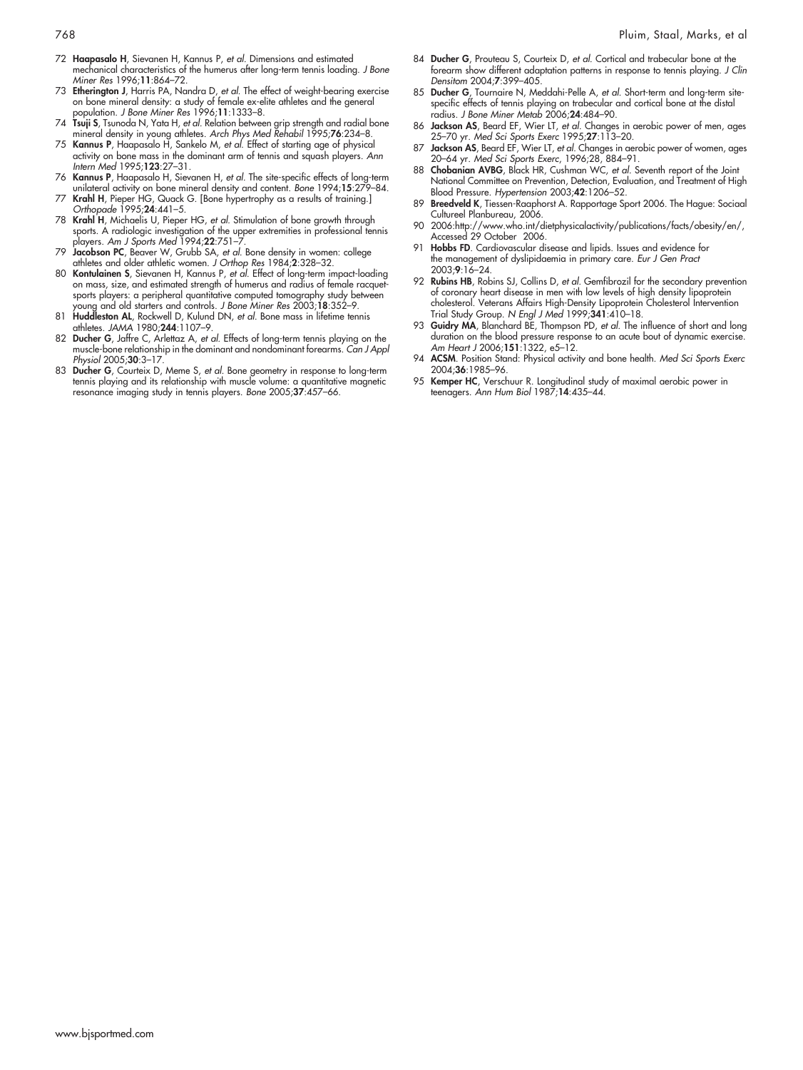72 **Haapasalo H**, Sievanen H, Kannus P, *et al*. Dimensions and estimated mechanical characteristics of the humerus after long-term tennis loading. *J Bone Miner Res* 1996;**11**:864–72.

73 **Etherington J**, Harris PA, Nandra D, *et al*. The effect of weight-bearing exercise on bone mineral density: a study of female ex-elite athletes and the general population. *J Bone Miner Res* 1996;**11**:1333–8.

74 **Tsuji S**, Tsunoda N, Yata H, *et al*. Relation between grip strength and radial bone mineral density in young athletes. *Arch Phys Med Rehabil* 1995;**76**:234–8.

75 **Kannus P**, Haapasalo H, Sankelo M, *et al*. Effect of starting age of physical activity on bone mass in the dominant arm of tennis and squash players. *Ann Intern Med* 1995;**123**:27–31.

76 **Kannus P**, Haapasalo H, Sievanen H, *et al*. The site-specific effects of long-term unilateral activity on bone mineral density and content. *Bone* 1994;**15**:279–84.

77 **Krahl H**, Pieper HG, Quack G. [Bone hypertrophy as a results of training.] *Orthopade* 1995;**24**:441–5.

78 **Krahl H**, Michaelis U, Pieper HG, *et al*. Stimulation of bone growth through sports. A radiologic investigation of the upper extremities in professional tennis players. *Am J Sports Med* 1994;**22**:751–7.

79 **Jacobson PC**, Beaver W, Grubb SA, *et al*. Bone density in women: college athletes and older athletic women. *J Orthop Res* 1984;**2**:328–32.

80 **Kontulainen S**, Sievanen H, Kannus P, *et al*. Effect of long-term impact-loading on mass, size, and estimated strength of humerus and radius of female racquet-sports players: a peripheral quantitative computed tomography study between young and old starters and controls. *J Bone Miner Res* 2003;**18**:352–9.

81 **Huddleston AL**, Rockwell D, Kulund DN, *et al*. Bone mass in lifetime tennis athletes. *JAMA* 1980;**244**:1107–9.

82 **Ducher G**, Jaffre C, Arlettaz A, *et al*. Effects of long-term tennis playing on the muscle-bone relationship in the dominant and nondominant forearms. *Can J Appl Physiol* 2005;**30**:3–17.

83 **Ducher G**, Courteix D, Meme S, *et al*. Bone geometry in response to long-term tennis playing and its relationship with muscle volume: a quantitative magnetic resonance imaging study in tennis players. *Bone* 2005;**37**:457–66.

84 **Ducher G**, Prouteau S, Courteix D, *et al*. Cortical and trabecular bone at the forearm show different adaptation patterns in response to tennis playing. *J Clin Densitom* 2004;**7**:399–405.

85 **Ducher G**, Tournaire N, Meddahi-Pelle A, *et al*. Short-term and long-term site-specific effects of tennis playing on trabecular and cortical bone at the distal radius. *J Bone Miner Metab* 2006;**24**:484–90.

86 **Jackson AS**, Beard EF, Wier LT, *et al*. Changes in aerobic power of men, ages 25–70 yr. *Med Sci Sports Exerc* 1995;**27**:113–20.

87 **Jackson AS**, Beard EF, Wier LT, *et al*. Changes in aerobic power of women, ages 20–64 yr. *Med Sci Sports Exerc*, 1996;28, 884–91.

88 **Chobanian AVBG**, Black HR, Cushman WC, *et al*. Seventh report of the Joint National Committee on Prevention, Detection, Evaluation, and Treatment of High Blood Pressure. *Hypertension* 2003;**42**:1206–52.

89 **Breedveld K**, Tiessen-Raaphorst A. Rapportage Sport 2006. The Hague: Sociaal Cultureel Planbureau, 2006.

90 2006:http://www.who.int/dietphysicalactivity/publications/facts/obesity/en/, Accessed 29 October 2006.

91 **Hobbs FD**. Cardiovascular disease and lipids. Issues and evidence for the management of dyslipidaemia in primary care. *Eur J Gen Pract* 2003;**9**:16–24.

92 **Rubins HB**, Robins SJ, Collins D, *et al*. Gemfibrozil for the secondary prevention of coronary heart disease in men with low levels of high density lipoprotein cholesterol. Veterans Affairs High-Density Lipoprotein Cholesterol Intervention Trial Study Group. *N Engl J Med* 1999;**341**:410–18.

93 **Guidry MA**, Blanchard BE, Thompson PD, *et al*. The influence of short and long duration on the blood pressure response to an acute bout of dynamic exercise. *Am Heart J* 2006;**151**:1322, e5–12.

94 **ACSM**. Position Stand: Physical activity and bone health. *Med Sci Sports Exerc* 2004;**36**:1985–96.

95 **Kemper HC**, Verschuur R. Longitudinal study of maximal aerobic power in teenagers. *Ann Hum Biol* 1987;**14**:435–44.